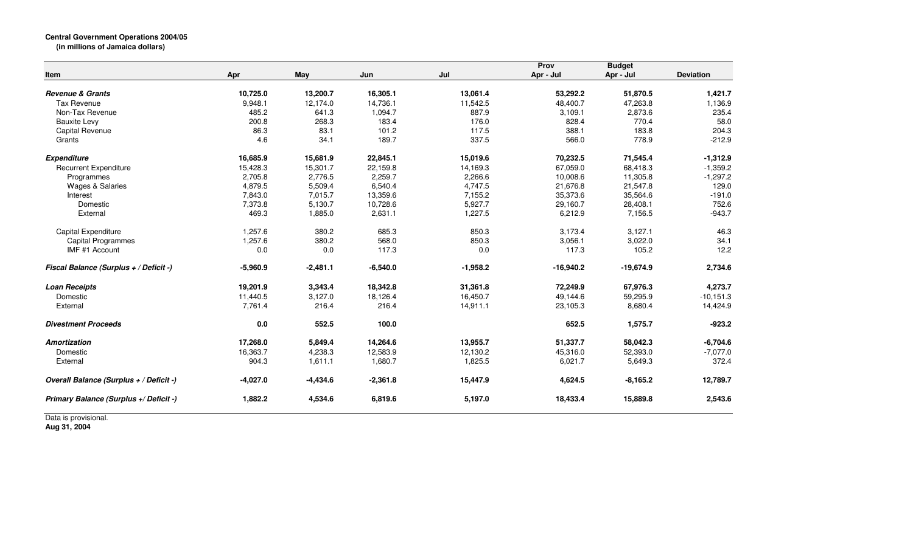**Central Government Operations 2004/05**
**(in millions of Jamaica dollars)**

| Item | Apr | May | Jun | Jul | Prov Apr - Jul | Budget Apr - Jul | Deviation |
|---|---|---|---|---|---|---|---|
| ***Revenue & Grants*** | **10,725.0** | **13,200.7** | **16,305.1** | **13,061.4** | **53,292.2** | **51,870.5** | **1,421.7** |
| Tax Revenue | 9,948.1 | 12,174.0 | 14,736.1 | 11,542.5 | 48,400.7 | 47,263.8 | 1,136.9 |
| Non-Tax Revenue | 485.2 | 641.3 | 1,094.7 | 887.9 | 3,109.1 | 2,873.6 | 235.4 |
| Bauxite Levy | 200.8 | 268.3 | 183.4 | 176.0 | 828.4 | 770.4 | 58.0 |
| Capital Revenue | 86.3 | 83.1 | 101.2 | 117.5 | 388.1 | 183.8 | 204.3 |
| Grants | 4.6 | 34.1 | 189.7 | 337.5 | 566.0 | 778.9 | -212.9 |
| ***Expenditure*** | **16,685.9** | **15,681.9** | **22,845.1** | **15,019.6** | **70,232.5** | **71,545.4** | **-1,312.9** |
| Recurrent Expenditure | 15,428.3 | 15,301.7 | 22,159.8 | 14,169.3 | 67,059.0 | 68,418.3 | -1,359.2 |
| Programmes | 2,705.8 | 2,776.5 | 2,259.7 | 2,266.6 | 10,008.6 | 11,305.8 | -1,297.2 |
| Wages & Salaries | 4,879.5 | 5,509.4 | 6,540.4 | 4,747.5 | 21,676.8 | 21,547.8 | 129.0 |
| Interest | 7,843.0 | 7,015.7 | 13,359.6 | 7,155.2 | 35,373.6 | 35,564.6 | -191.0 |
| Domestic | 7,373.8 | 5,130.7 | 10,728.6 | 5,927.7 | 29,160.7 | 28,408.1 | 752.6 |
| External | 469.3 | 1,885.0 | 2,631.1 | 1,227.5 | 6,212.9 | 7,156.5 | -943.7 |
| Capital Expenditure | 1,257.6 | 380.2 | 685.3 | 850.3 | 3,173.4 | 3,127.1 | 46.3 |
| Capital Programmes | 1,257.6 | 380.2 | 568.0 | 850.3 | 3,056.1 | 3,022.0 | 34.1 |
| IMF #1 Account | 0.0 | 0.0 | 117.3 | 0.0 | 117.3 | 105.2 | 12.2 |
| ***Fiscal Balance (Surplus + / Deficit -)*** | **-5,960.9** | **-2,481.1** | **-6,540.0** | **-1,958.2** | **-16,940.2** | **-19,674.9** | **2,734.6** |
| ***Loan Receipts*** | **19,201.9** | **3,343.4** | **18,342.8** | **31,361.8** | **72,249.9** | **67,976.3** | **4,273.7** |
| Domestic | 11,440.5 | 3,127.0 | 18,126.4 | 16,450.7 | 49,144.6 | 59,295.9 | -10,151.3 |
| External | 7,761.4 | 216.4 | 216.4 | 14,911.1 | 23,105.3 | 8,680.4 | 14,424.9 |
| ***Divestment Proceeds*** | **0.0** | **552.5** | **100.0** | | **652.5** | **1,575.7** | **-923.2** |
| ***Amortization*** | **17,268.0** | **5,849.4** | **14,264.6** | **13,955.7** | **51,337.7** | **58,042.3** | **-6,704.6** |
| Domestic | 16,363.7 | 4,238.3 | 12,583.9 | 12,130.2 | 45,316.0 | 52,393.0 | -7,077.0 |
| External | 904.3 | 1,611.1 | 1,680.7 | 1,825.5 | 6,021.7 | 5,649.3 | 372.4 |
| ***Overall Balance (Surplus + / Deficit -)*** | **-4,027.0** | **-4,434.6** | **-2,361.8** | **15,447.9** | **4,624.5** | **-8,165.2** | **12,789.7** |
| ***Primary Balance (Surplus +/ Deficit -)*** | **1,882.2** | **4,534.6** | **6,819.6** | **5,197.0** | **18,433.4** | **15,889.8** | **2,543.6** |

Data is provisional.
**Aug 31, 2004**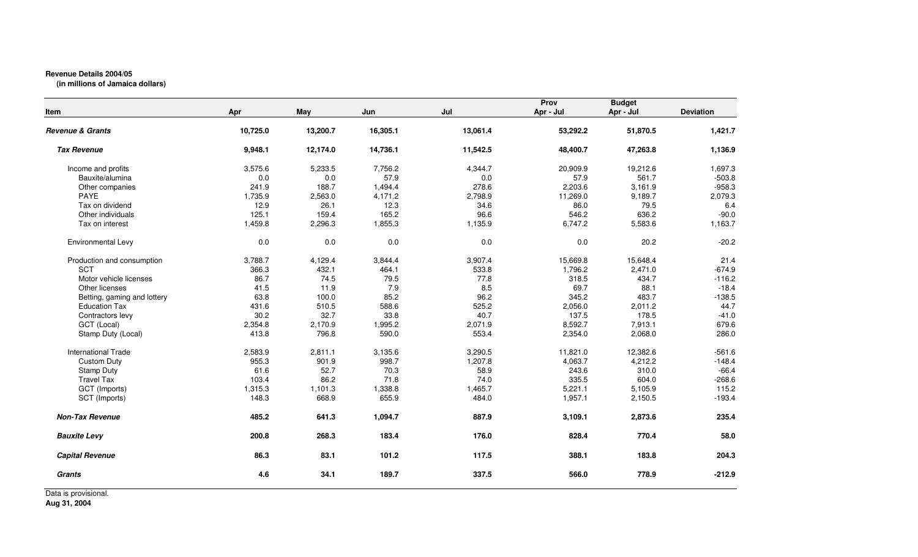**Revenue Details 2004/05**
**(in millions of Jamaica dollars)**

| Item | Apr | May | Jun | Jul | Prov Apr - Jul | Budget Apr - Jul | Deviation |
|---|---|---|---|---|---|---|---|
| ***Revenue & Grants*** | **10,725.0** | **13,200.7** | **16,305.1** | **13,061.4** | **53,292.2** | **51,870.5** | **1,421.7** |
| ***Tax Revenue*** | **9,948.1** | **12,174.0** | **14,736.1** | **11,542.5** | **48,400.7** | **47,263.8** | **1,136.9** |
| Income and profits | 3,575.6 | 5,233.5 | 7,756.2 | 4,344.7 | 20,909.9 | 19,212.6 | 1,697.3 |
| Bauxite/alumina | 0.0 | 0.0 | 57.9 | 0.0 | 57.9 | 561.7 | -503.8 |
| Other companies | 241.9 | 188.7 | 1,494.4 | 278.6 | 2,203.6 | 3,161.9 | -958.3 |
| PAYE | 1,735.9 | 2,563.0 | 4,171.2 | 2,798.9 | 11,269.0 | 9,189.7 | 2,079.3 |
| Tax on dividend | 12.9 | 26.1 | 12.3 | 34.6 | 86.0 | 79.5 | 6.4 |
| Other individuals | 125.1 | 159.4 | 165.2 | 96.6 | 546.2 | 636.2 | -90.0 |
| Tax on interest | 1,459.8 | 2,296.3 | 1,855.3 | 1,135.9 | 6,747.2 | 5,583.6 | 1,163.7 |
| Environmental Levy | 0.0 | 0.0 | 0.0 | 0.0 | 0.0 | 20.2 | -20.2 |
| Production and consumption | 3,788.7 | 4,129.4 | 3,844.4 | 3,907.4 | 15,669.8 | 15,648.4 | 21.4 |
| SCT | 366.3 | 432.1 | 464.1 | 533.8 | 1,796.2 | 2,471.0 | -674.9 |
| Motor vehicle licenses | 86.7 | 74.5 | 79.5 | 77.8 | 318.5 | 434.7 | -116.2 |
| Other licenses | 41.5 | 11.9 | 7.9 | 8.5 | 69.7 | 88.1 | -18.4 |
| Betting, gaming and lottery | 63.8 | 100.0 | 85.2 | 96.2 | 345.2 | 483.7 | -138.5 |
| Education Tax | 431.6 | 510.5 | 588.6 | 525.2 | 2,056.0 | 2,011.2 | 44.7 |
| Contractors levy | 30.2 | 32.7 | 33.8 | 40.7 | 137.5 | 178.5 | -41.0 |
| GCT (Local) | 2,354.8 | 2,170.9 | 1,995.2 | 2,071.9 | 8,592.7 | 7,913.1 | 679.6 |
| Stamp Duty (Local) | 413.8 | 796.8 | 590.0 | 553.4 | 2,354.0 | 2,068.0 | 286.0 |
| International Trade | 2,583.9 | 2,811.1 | 3,135.6 | 3,290.5 | 11,821.0 | 12,382.6 | -561.6 |
| Custom Duty | 955.3 | 901.9 | 998.7 | 1,207.8 | 4,063.7 | 4,212.2 | -148.4 |
| Stamp Duty | 61.6 | 52.7 | 70.3 | 58.9 | 243.6 | 310.0 | -66.4 |
| Travel Tax | 103.4 | 86.2 | 71.8 | 74.0 | 335.5 | 604.0 | -268.6 |
| GCT (Imports) | 1,315.3 | 1,101.3 | 1,338.8 | 1,465.7 | 5,221.1 | 5,105.9 | 115.2 |
| SCT (Imports) | 148.3 | 668.9 | 655.9 | 484.0 | 1,957.1 | 2,150.5 | -193.4 |
| ***Non-Tax Revenue*** | **485.2** | **641.3** | **1,094.7** | **887.9** | **3,109.1** | **2,873.6** | **235.4** |
| ***Bauxite Levy*** | **200.8** | **268.3** | **183.4** | **176.0** | **828.4** | **770.4** | **58.0** |
| ***Capital Revenue*** | **86.3** | **83.1** | **101.2** | **117.5** | **388.1** | **183.8** | **204.3** |
| ***Grants*** | **4.6** | **34.1** | **189.7** | **337.5** | **566.0** | **778.9** | **-212.9** |

Data is provisional.

**Aug 31, 2004**